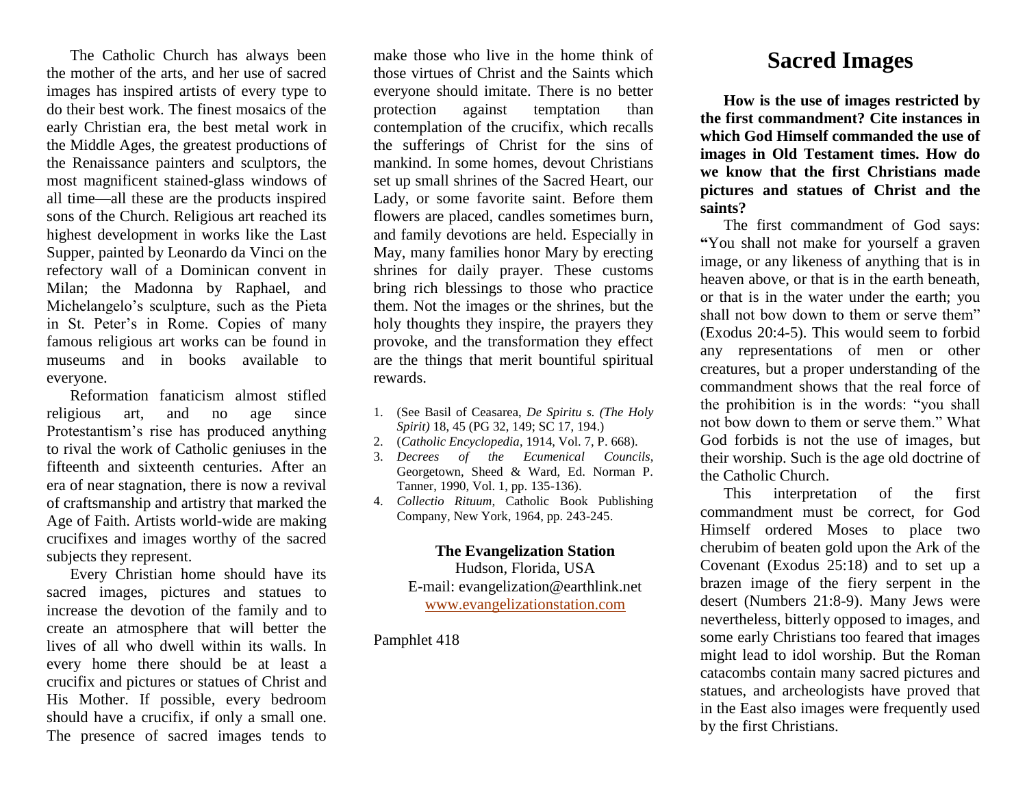The Catholic Church has always been the mother of the arts, and her use of sacred images has inspired artists of every type to do their best work. The finest mosaics of the early Christian era, the best metal work in the Middle Ages, the greatest productions of the Renaissance painters and sculptors, the most magnificent stained-glass windows of all time—all these are the products inspired sons of the Church. Religious art reached its highest development in works like the Last Supper, painted by Leonardo da Vinci on the refectory wall of a Dominican convent in Milan; the Madonna by Raphael, and Michelangelo's sculpture, such as the Pieta in St. Peter's in Rome. Copies of many famous religious art works can be found in museums and in books available to everyone.

Reformation fanaticism almost stifled religious art, and no age since Protestantism's rise has produced anything to rival the work of Catholic geniuses in the fifteenth and sixteenth centuries. After an era of near stagnation, there is now a revival of craftsmanship and artistry that marked the Age of Faith. Artists world-wide are making crucifixes and images worthy of the sacred subjects they represent.

Every Christian home should have its sacred images, pictures and statues to increase the devotion of the family and to create an atmosphere that will better the lives of all who dwell within its walls. In every home there should be at least a crucifix and pictures or statues of Christ and His Mother. If possible, every bedroom should have a crucifix, if only a small one. The presence of sacred images tends to make those who live in the home think of those virtues of Christ and the Saints which everyone should imitate. There is no better protection against temptation than contemplation of the crucifix, which recalls the sufferings of Christ for the sins of mankind. In some homes, devout Christians set up small shrines of the Sacred Heart, our Lady, or some favorite saint. Before them flowers are placed, candles sometimes burn, and family devotions are held. Especially in May, many families honor Mary by erecting shrines for daily prayer. These customs bring rich blessings to those who practice them. Not the images or the shrines, but the holy thoughts they inspire, the prayers they provoke, and the transformation they effect are the things that merit bountiful spiritual rewards.

1. (See Basil of Ceasarea, *De Spiritu s. (The Holy Spirit)* 18, 45 (PG 32, 149; SC 17, 194.)
2. (*Catholic Encyclopedia*, 1914, Vol. 7, P. 668).
3. *Decrees of the Ecumenical Councils*, Georgetown, Sheed & Ward, Ed. Norman P. Tanner, 1990, Vol. 1, pp. 135-136).
4. *Collectio Rituum,* Catholic Book Publishing Company, New York, 1964, pp. 243-245.

**The Evangelization Station**
Hudson, Florida, USA
E-mail: evangelization@earthlink.net
www.evangelizationstation.com

Pamphlet 418

# Sacred Images

**How is the use of images restricted by the first commandment? Cite instances in which God Himself commanded the use of images in Old Testament times. How do we know that the first Christians made pictures and statues of Christ and the saints?**

The first commandment of God says: "You shall not make for yourself a graven image, or any likeness of anything that is in heaven above, or that is in the earth beneath, or that is in the water under the earth; you shall not bow down to them or serve them" (Exodus 20:4-5). This would seem to forbid any representations of men or other creatures, but a proper understanding of the commandment shows that the real force of the prohibition is in the words: "you shall not bow down to them or serve them." What God forbids is not the use of images, but their worship. Such is the age old doctrine of the Catholic Church.

This interpretation of the first commandment must be correct, for God Himself ordered Moses to place two cherubim of beaten gold upon the Ark of the Covenant (Exodus 25:18) and to set up a brazen image of the fiery serpent in the desert (Numbers 21:8-9). Many Jews were nevertheless, bitterly opposed to images, and some early Christians too feared that images might lead to idol worship. But the Roman catacombs contain many sacred pictures and statues, and archeologists have proved that in the East also images were frequently used by the first Christians.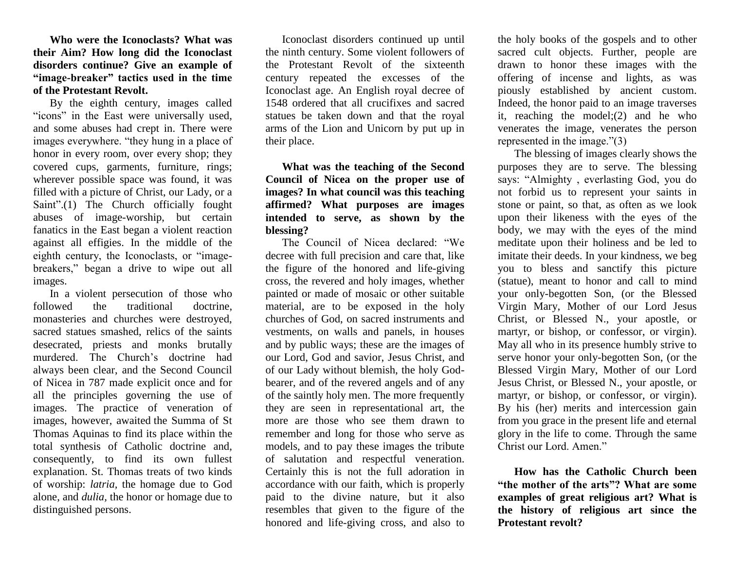**Who were the Iconoclasts? What was their Aim? How long did the Iconoclast disorders continue? Give an example of "image-breaker" tactics used in the time of the Protestant Revolt.**

By the eighth century, images called "icons" in the East were universally used, and some abuses had crept in. There were images everywhere. "they hung in a place of honor in every room, over every shop; they covered cups, garments, furniture, rings; wherever possible space was found, it was filled with a picture of Christ, our Lady, or a Saint".(1) The Church officially fought abuses of image-worship, but certain fanatics in the East began a violent reaction against all effigies. In the middle of the eighth century, the Iconoclasts, or "image-breakers," began a drive to wipe out all images.

In a violent persecution of those who followed the traditional doctrine, monasteries and churches were destroyed, sacred statues smashed, relics of the saints desecrated, priests and monks brutally murdered. The Church's doctrine had always been clear, and the Second Council of Nicea in 787 made explicit once and for all the principles governing the use of images. The practice of veneration of images, however, awaited the Summa of St Thomas Aquinas to find its place within the total synthesis of Catholic doctrine and, consequently, to find its own fullest explanation. St. Thomas treats of two kinds of worship: *latria*, the homage due to God alone, and *dulia*, the honor or homage due to distinguished persons.

Iconoclast disorders continued up until the ninth century. Some violent followers of the Protestant Revolt of the sixteenth century repeated the excesses of the Iconoclast age. An English royal decree of 1548 ordered that all crucifixes and sacred statues be taken down and that the royal arms of the Lion and Unicorn by put up in their place.

**What was the teaching of the Second Council of Nicea on the proper use of images? In what council was this teaching affirmed? What purposes are images intended to serve, as shown by the blessing?**

The Council of Nicea declared: "We decree with full precision and care that, like the figure of the honored and life-giving cross, the revered and holy images, whether painted or made of mosaic or other suitable material, are to be exposed in the holy churches of God, on sacred instruments and vestments, on walls and panels, in houses and by public ways; these are the images of our Lord, God and savior, Jesus Christ, and of our Lady without blemish, the holy God-bearer, and of the revered angels and of any of the saintly holy men. The more frequently they are seen in representational art, the more are those who see them drawn to remember and long for those who serve as models, and to pay these images the tribute of salutation and respectful veneration. Certainly this is not the full adoration in accordance with our faith, which is properly paid to the divine nature, but it also resembles that given to the figure of the honored and life-giving cross, and also to the holy books of the gospels and to other sacred cult objects. Further, people are drawn to honor these images with the offering of incense and lights, as was piously established by ancient custom. Indeed, the honor paid to an image traverses it, reaching the model;(2) and he who venerates the image, venerates the person represented in the image."(3)

The blessing of images clearly shows the purposes they are to serve. The blessing says: "Almighty , everlasting God, you do not forbid us to represent your saints in stone or paint, so that, as often as we look upon their likeness with the eyes of the body, we may with the eyes of the mind meditate upon their holiness and be led to imitate their deeds. In your kindness, we beg you to bless and sanctify this picture (statue), meant to honor and call to mind your only-begotten Son, (or the Blessed Virgin Mary, Mother of our Lord Jesus Christ, or Blessed N., your apostle, or martyr, or bishop, or confessor, or virgin). May all who in its presence humbly strive to serve honor your only-begotten Son, (or the Blessed Virgin Mary, Mother of our Lord Jesus Christ, or Blessed N., your apostle, or martyr, or bishop, or confessor, or virgin). By his (her) merits and intercession gain from you grace in the present life and eternal glory in the life to come. Through the same Christ our Lord. Amen."

**How has the Catholic Church been "the mother of the arts"? What are some examples of great religious art? What is the history of religious art since the Protestant revolt?**